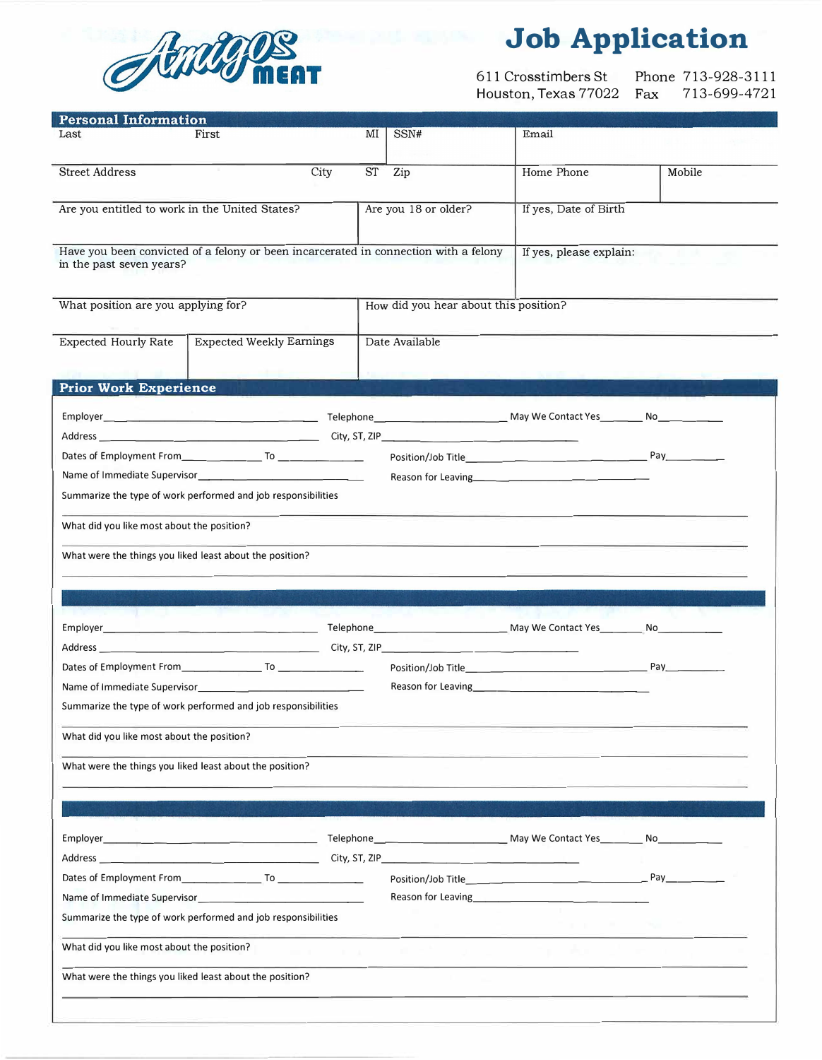# Amigos Meat

## Job Application

611 Crosstimbers St
Houston, Texas 77022

Phone 713-928-3111
Fax 713-699-4721

## Personal Information

| Last | First | MI | SSN# | Email | |
|---|---|---|---|---|---|
| Street Address | City | ST | Zip | Home Phone | Mobile |

| Are you entitled to work in the United States? | Are you 18 or older? | If yes, Date of Birth |
|---|---|---|

| Have you been convicted of a felony or been incarcerated in connection with a felony in the past seven years? | If yes, please explain: |
|---|---|

| What position are you applying for? | How did you hear about this position? |
|---|---|

| Expected Hourly Rate | Expected Weekly Earnings | Date Available |
|---|---|---|

## Prior Work Experience

Employer\_\_\_\_\_\_\_\_\_\_ Telephone\_\_\_\_\_\_\_\_\_\_ May We Contact Yes\_\_\_\_\_ No\_\_\_\_\_

Address \_\_\_\_\_\_\_\_\_\_ City, ST, ZIP\_\_\_\_\_\_\_\_\_\_

Dates of Employment From\_\_\_\_\_ To \_\_\_\_\_ Position/Job Title\_\_\_\_\_\_\_\_\_\_ Pay\_\_\_\_\_

Name of Immediate Supervisor\_\_\_\_\_\_\_\_\_\_ Reason for Leaving\_\_\_\_\_\_\_\_\_\_

Summarize the type of work performed and job responsibilities

What did you like most about the position?

What were the things you liked least about the position?

---

Employer\_\_\_\_\_\_\_\_\_\_ Telephone\_\_\_\_\_\_\_\_\_\_ May We Contact Yes\_\_\_\_\_ No\_\_\_\_\_

Address \_\_\_\_\_\_\_\_\_\_ City, ST, ZIP\_\_\_\_\_\_\_\_\_\_

Dates of Employment From\_\_\_\_\_ To \_\_\_\_\_ Position/Job Title\_\_\_\_\_\_\_\_\_\_ Pay\_\_\_\_\_

Name of Immediate Supervisor\_\_\_\_\_\_\_\_\_\_ Reason for Leaving\_\_\_\_\_\_\_\_\_\_

Summarize the type of work performed and job responsibilities

What did you like most about the position?

What were the things you liked least about the position?

---

Employer\_\_\_\_\_\_\_\_\_\_ Telephone\_\_\_\_\_\_\_\_\_\_ May We Contact Yes\_\_\_\_\_ No\_\_\_\_\_

Address \_\_\_\_\_\_\_\_\_\_ City, ST, ZIP\_\_\_\_\_\_\_\_\_\_

Dates of Employment From\_\_\_\_\_ To \_\_\_\_\_ Position/Job Title\_\_\_\_\_\_\_\_\_\_ Pay\_\_\_\_\_

Name of Immediate Supervisor\_\_\_\_\_\_\_\_\_\_ Reason for Leaving\_\_\_\_\_\_\_\_\_\_

Summarize the type of work performed and job responsibilities

What did you like most about the position?

What were the things you liked least about the position?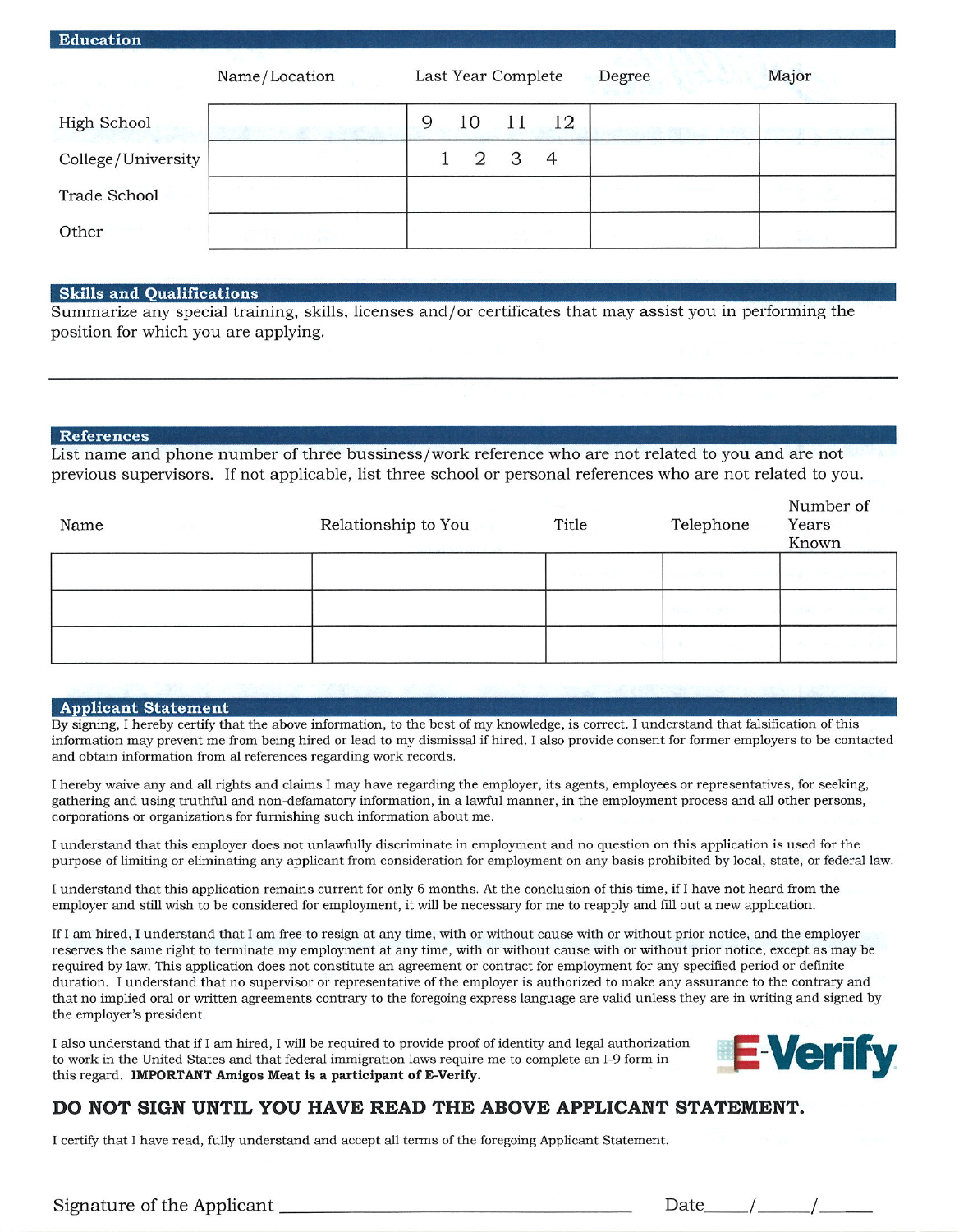## Education

| | Name/Location | Last Year Complete | Degree | Major |
|---|---|---|---|---|
| High School | | 9 10 11 12 | | |
| College/University | | 1 2 3 4 | | |
| Trade School | | | | |
| Other | | | | |

## Skills and Qualifications

Summarize any special training, skills, licenses and/or certificates that may assist you in performing the position for which you are applying.

## References

List name and phone number of three bussiness/work reference who are not related to you and are not previous supervisors. If not applicable, list three school or personal references who are not related to you.

| Name | Relationship to You | Title | Telephone | Number of Years Known |
|---|---|---|---|---|
| | | | | |
| | | | | |
| | | | | |

## Applicant Statement

By signing, I hereby certify that the above information, to the best of my knowledge, is correct. I understand that falsification of this information may prevent me from being hired or lead to my dismissal if hired. I also provide consent for former employers to be contacted and obtain information from al references regarding work records.

I hereby waive any and all rights and claims I may have regarding the employer, its agents, employees or representatives, for seeking, gathering and using truthful and non-defamatory information, in a lawful manner, in the employment process and all other persons, corporations or organizations for furnishing such information about me.

I understand that this employer does not unlawfully discriminate in employment and no question on this application is used for the purpose of limiting or eliminating any applicant from consideration for employment on any basis prohibited by local, state, or federal law.

I understand that this application remains current for only 6 months. At the conclusion of this time, if I have not heard from the employer and still wish to be considered for employment, it will be necessary for me to reapply and fill out a new application.

If I am hired, I understand that I am free to resign at any time, with or without cause with or without prior notice, and the employer reserves the same right to terminate my employment at any time, with or without cause with or without prior notice, except as may be required by law. This application does not constitute an agreement or contract for employment for any specified period or definite duration. I understand that no supervisor or representative of the employer is authorized to make any assurance to the contrary and that no implied oral or written agreements contrary to the foregoing express language are valid unless they are in writing and signed by the employer's president.

I also understand that if I am hired, I will be required to provide proof of identity and legal authorization to work in the United States and that federal immigration laws require me to complete an I-9 form in this regard. **IMPORTANT Amigos Meat is a participant of E-Verify.**

E-Verify

### DO NOT SIGN UNTIL YOU HAVE READ THE ABOVE APPLICANT STATEMENT.

I certify that I have read, fully understand and accept all terms of the foregoing Applicant Statement.

Signature of the Applicant ______________________________ Date____/_____/_____